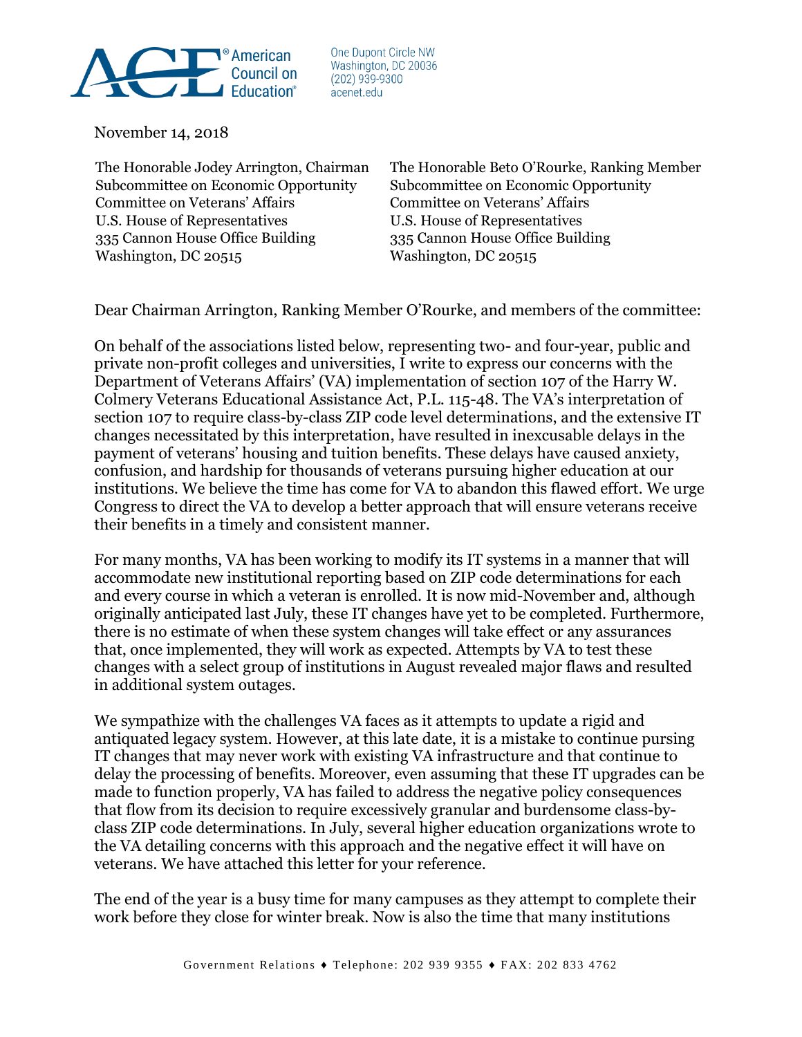American Council on Education®

One Dupont Circle NW
Washington, DC 20036
(202) 939-9300
acenet.edu

November 14, 2018

The Honorable Jodey Arrington, Chairman
Subcommittee on Economic Opportunity
Committee on Veterans' Affairs
U.S. House of Representatives
335 Cannon House Office Building
Washington, DC 20515

The Honorable Beto O'Rourke, Ranking Member
Subcommittee on Economic Opportunity
Committee on Veterans' Affairs
U.S. House of Representatives
335 Cannon House Office Building
Washington, DC 20515

Dear Chairman Arrington, Ranking Member O'Rourke, and members of the committee:

On behalf of the associations listed below, representing two- and four-year, public and private non-profit colleges and universities, I write to express our concerns with the Department of Veterans Affairs' (VA) implementation of section 107 of the Harry W. Colmery Veterans Educational Assistance Act, P.L. 115-48. The VA's interpretation of section 107 to require class-by-class ZIP code level determinations, and the extensive IT changes necessitated by this interpretation, have resulted in inexcusable delays in the payment of veterans' housing and tuition benefits. These delays have caused anxiety, confusion, and hardship for thousands of veterans pursuing higher education at our institutions. We believe the time has come for VA to abandon this flawed effort. We urge Congress to direct the VA to develop a better approach that will ensure veterans receive their benefits in a timely and consistent manner.

For many months, VA has been working to modify its IT systems in a manner that will accommodate new institutional reporting based on ZIP code determinations for each and every course in which a veteran is enrolled. It is now mid-November and, although originally anticipated last July, these IT changes have yet to be completed. Furthermore, there is no estimate of when these system changes will take effect or any assurances that, once implemented, they will work as expected. Attempts by VA to test these changes with a select group of institutions in August revealed major flaws and resulted in additional system outages.

We sympathize with the challenges VA faces as it attempts to update a rigid and antiquated legacy system. However, at this late date, it is a mistake to continue pursuing IT changes that may never work with existing VA infrastructure and that continue to delay the processing of benefits. Moreover, even assuming that these IT upgrades can be made to function properly, VA has failed to address the negative policy consequences that flow from its decision to require excessively granular and burdensome class-by-class ZIP code determinations. In July, several higher education organizations wrote to the VA detailing concerns with this approach and the negative effect it will have on veterans. We have attached this letter for your reference.

The end of the year is a busy time for many campuses as they attempt to complete their work before they close for winter break. Now is also the time that many institutions

Government Relations ♦ Telephone: 202 939 9355 ♦ FAX: 202 833 4762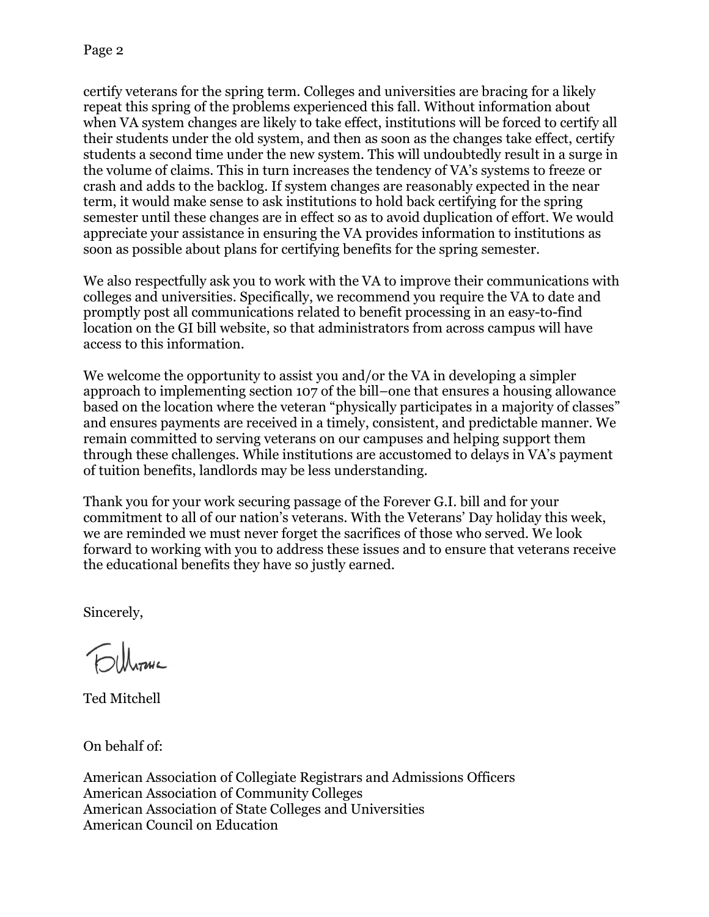certify veterans for the spring term. Colleges and universities are bracing for a likely repeat this spring of the problems experienced this fall. Without information about when VA system changes are likely to take effect, institutions will be forced to certify all their students under the old system, and then as soon as the changes take effect, certify students a second time under the new system. This will undoubtedly result in a surge in the volume of claims. This in turn increases the tendency of VA's systems to freeze or crash and adds to the backlog. If system changes are reasonably expected in the near term, it would make sense to ask institutions to hold back certifying for the spring semester until these changes are in effect so as to avoid duplication of effort. We would appreciate your assistance in ensuring the VA provides information to institutions as soon as possible about plans for certifying benefits for the spring semester.

We also respectfully ask you to work with the VA to improve their communications with colleges and universities. Specifically, we recommend you require the VA to date and promptly post all communications related to benefit processing in an easy-to-find location on the GI bill website, so that administrators from across campus will have access to this information.

We welcome the opportunity to assist you and/or the VA in developing a simpler approach to implementing section 107 of the bill–one that ensures a housing allowance based on the location where the veteran "physically participates in a majority of classes" and ensures payments are received in a timely, consistent, and predictable manner. We remain committed to serving veterans on our campuses and helping support them through these challenges. While institutions are accustomed to delays in VA's payment of tuition benefits, landlords may be less understanding.

Thank you for your work securing passage of the Forever G.I. bill and for your commitment to all of our nation's veterans. With the Veterans' Day holiday this week, we are reminded we must never forget the sacrifices of those who served. We look forward to working with you to address these issues and to ensure that veterans receive the educational benefits they have so justly earned.

Sincerely,

Ted Mitchell

On behalf of:

American Association of Collegiate Registrars and Admissions Officers
American Association of Community Colleges
American Association of State Colleges and Universities
American Council on Education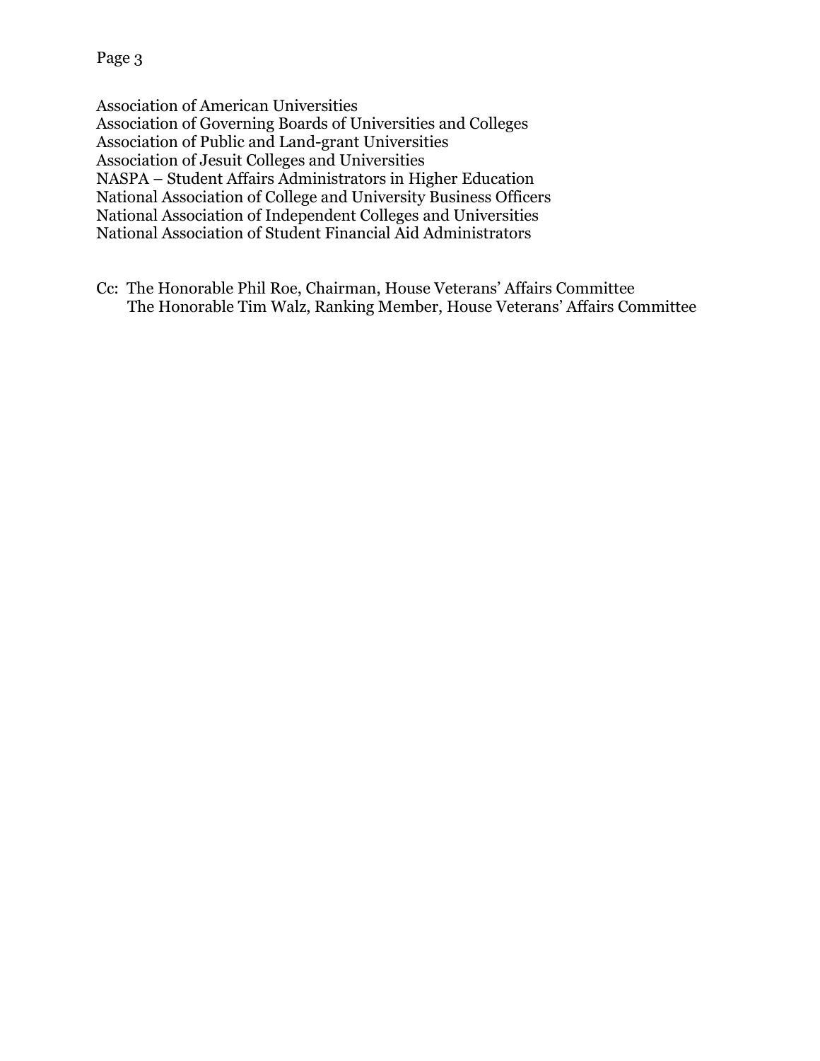Association of American Universities
Association of Governing Boards of Universities and Colleges
Association of Public and Land-grant Universities
Association of Jesuit Colleges and Universities
NASPA – Student Affairs Administrators in Higher Education
National Association of College and University Business Officers
National Association of Independent Colleges and Universities
National Association of Student Financial Aid Administrators

Cc: The Honorable Phil Roe, Chairman, House Veterans' Affairs Committee
The Honorable Tim Walz, Ranking Member, House Veterans' Affairs Committee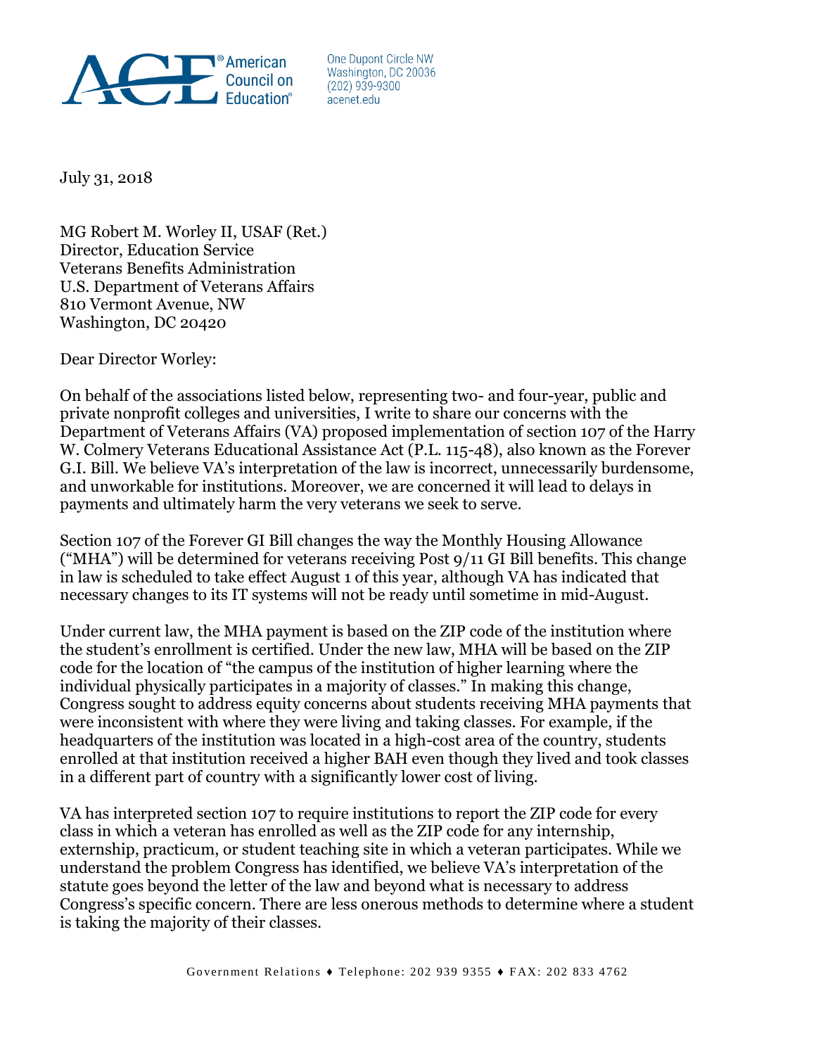July 31, 2018

MG Robert M. Worley II, USAF (Ret.)
Director, Education Service
Veterans Benefits Administration
U.S. Department of Veterans Affairs
810 Vermont Avenue, NW
Washington, DC 20420

Dear Director Worley:

On behalf of the associations listed below, representing two- and four-year, public and private nonprofit colleges and universities, I write to share our concerns with the Department of Veterans Affairs (VA) proposed implementation of section 107 of the Harry W. Colmery Veterans Educational Assistance Act (P.L. 115-48), also known as the Forever G.I. Bill. We believe VA's interpretation of the law is incorrect, unnecessarily burdensome, and unworkable for institutions. Moreover, we are concerned it will lead to delays in payments and ultimately harm the very veterans we seek to serve.

Section 107 of the Forever GI Bill changes the way the Monthly Housing Allowance ("MHA") will be determined for veterans receiving Post 9/11 GI Bill benefits. This change in law is scheduled to take effect August 1 of this year, although VA has indicated that necessary changes to its IT systems will not be ready until sometime in mid-August.

Under current law, the MHA payment is based on the ZIP code of the institution where the student's enrollment is certified. Under the new law, MHA will be based on the ZIP code for the location of "the campus of the institution of higher learning where the individual physically participates in a majority of classes." In making this change, Congress sought to address equity concerns about students receiving MHA payments that were inconsistent with where they were living and taking classes. For example, if the headquarters of the institution was located in a high-cost area of the country, students enrolled at that institution received a higher BAH even though they lived and took classes in a different part of country with a significantly lower cost of living.

VA has interpreted section 107 to require institutions to report the ZIP code for every class in which a veteran has enrolled as well as the ZIP code for any internship, externship, practicum, or student teaching site in which a veteran participates. While we understand the problem Congress has identified, we believe VA's interpretation of the statute goes beyond the letter of the law and beyond what is necessary to address Congress's specific concern. There are less onerous methods to determine where a student is taking the majority of their classes.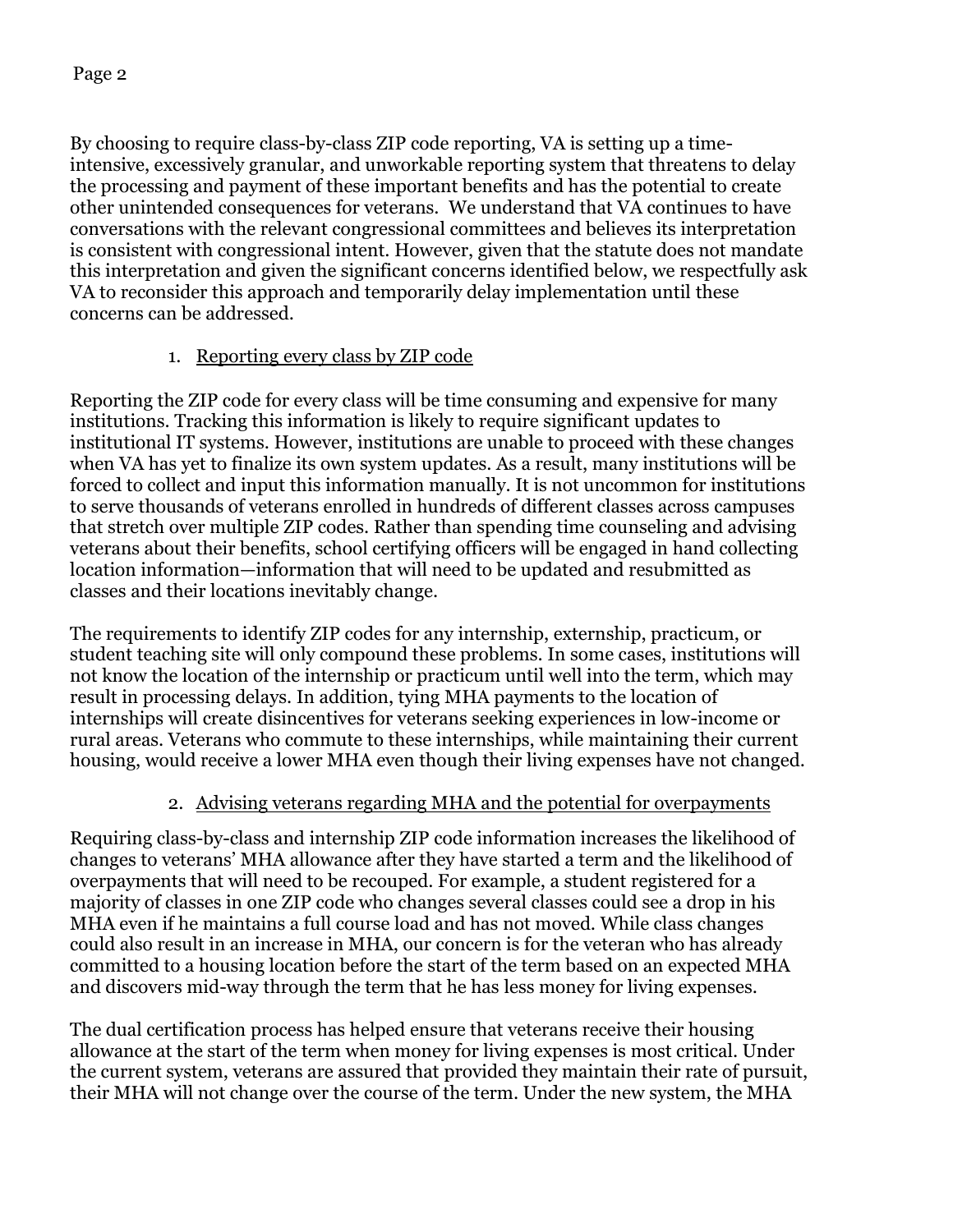By choosing to require class-by-class ZIP code reporting, VA is setting up a time-intensive, excessively granular, and unworkable reporting system that threatens to delay the processing and payment of these important benefits and has the potential to create other unintended consequences for veterans. We understand that VA continues to have conversations with the relevant congressional committees and believes its interpretation is consistent with congressional intent. However, given that the statute does not mandate this interpretation and given the significant concerns identified below, we respectfully ask VA to reconsider this approach and temporarily delay implementation until these concerns can be addressed.

1. Reporting every class by ZIP code

Reporting the ZIP code for every class will be time consuming and expensive for many institutions. Tracking this information is likely to require significant updates to institutional IT systems. However, institutions are unable to proceed with these changes when VA has yet to finalize its own system updates. As a result, many institutions will be forced to collect and input this information manually. It is not uncommon for institutions to serve thousands of veterans enrolled in hundreds of different classes across campuses that stretch over multiple ZIP codes. Rather than spending time counseling and advising veterans about their benefits, school certifying officers will be engaged in hand collecting location information—information that will need to be updated and resubmitted as classes and their locations inevitably change.

The requirements to identify ZIP codes for any internship, externship, practicum, or student teaching site will only compound these problems. In some cases, institutions will not know the location of the internship or practicum until well into the term, which may result in processing delays. In addition, tying MHA payments to the location of internships will create disincentives for veterans seeking experiences in low-income or rural areas. Veterans who commute to these internships, while maintaining their current housing, would receive a lower MHA even though their living expenses have not changed.

2. Advising veterans regarding MHA and the potential for overpayments

Requiring class-by-class and internship ZIP code information increases the likelihood of changes to veterans' MHA allowance after they have started a term and the likelihood of overpayments that will need to be recouped. For example, a student registered for a majority of classes in one ZIP code who changes several classes could see a drop in his MHA even if he maintains a full course load and has not moved. While class changes could also result in an increase in MHA, our concern is for the veteran who has already committed to a housing location before the start of the term based on an expected MHA and discovers mid-way through the term that he has less money for living expenses.

The dual certification process has helped ensure that veterans receive their housing allowance at the start of the term when money for living expenses is most critical. Under the current system, veterans are assured that provided they maintain their rate of pursuit, their MHA will not change over the course of the term. Under the new system, the MHA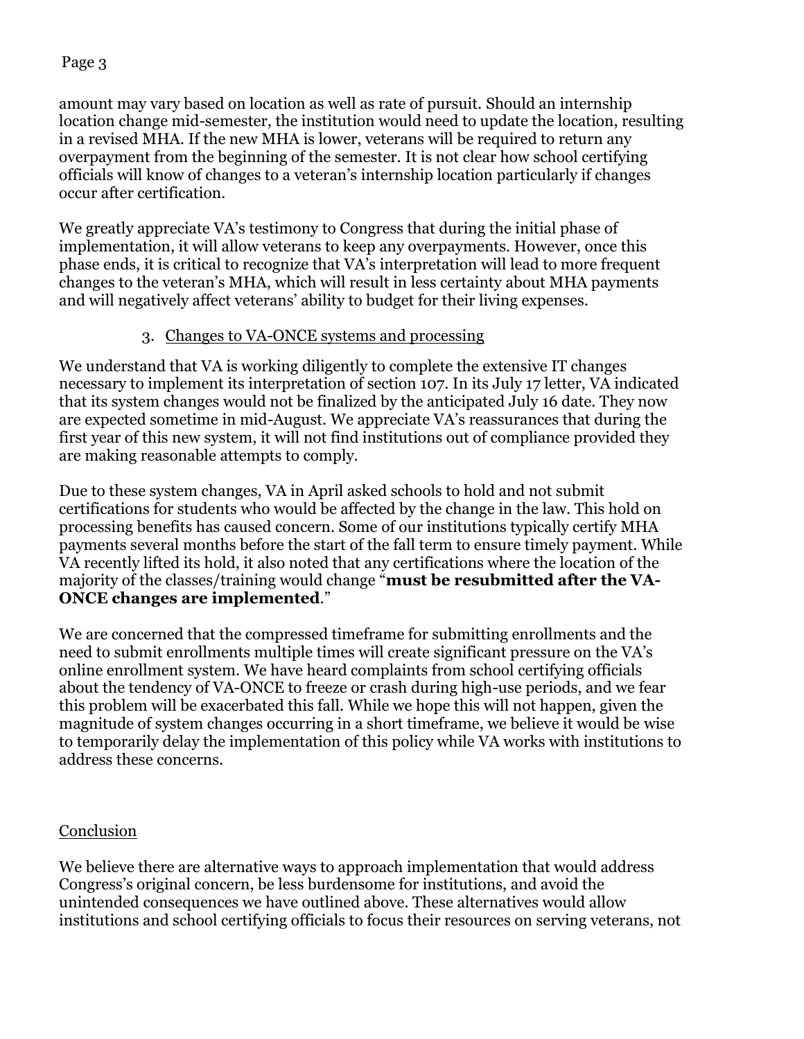amount may vary based on location as well as rate of pursuit. Should an internship location change mid-semester, the institution would need to update the location, resulting in a revised MHA. If the new MHA is lower, veterans will be required to return any overpayment from the beginning of the semester. It is not clear how school certifying officials will know of changes to a veteran's internship location particularly if changes occur after certification.

We greatly appreciate VA's testimony to Congress that during the initial phase of implementation, it will allow veterans to keep any overpayments. However, once this phase ends, it is critical to recognize that VA's interpretation will lead to more frequent changes to the veteran's MHA, which will result in less certainty about MHA payments and will negatively affect veterans' ability to budget for their living expenses.

3. Changes to VA-ONCE systems and processing

We understand that VA is working diligently to complete the extensive IT changes necessary to implement its interpretation of section 107. In its July 17 letter, VA indicated that its system changes would not be finalized by the anticipated July 16 date. They now are expected sometime in mid-August. We appreciate VA's reassurances that during the first year of this new system, it will not find institutions out of compliance provided they are making reasonable attempts to comply.

Due to these system changes, VA in April asked schools to hold and not submit certifications for students who would be affected by the change in the law. This hold on processing benefits has caused concern. Some of our institutions typically certify MHA payments several months before the start of the fall term to ensure timely payment. While VA recently lifted its hold, it also noted that any certifications where the location of the majority of the classes/training would change "**must be resubmitted after the VA-ONCE changes are implemented**."

We are concerned that the compressed timeframe for submitting enrollments and the need to submit enrollments multiple times will create significant pressure on the VA's online enrollment system. We have heard complaints from school certifying officials about the tendency of VA-ONCE to freeze or crash during high-use periods, and we fear this problem will be exacerbated this fall. While we hope this will not happen, given the magnitude of system changes occurring in a short timeframe, we believe it would be wise to temporarily delay the implementation of this policy while VA works with institutions to address these concerns.

## Conclusion

We believe there are alternative ways to approach implementation that would address Congress's original concern, be less burdensome for institutions, and avoid the unintended consequences we have outlined above. These alternatives would allow institutions and school certifying officials to focus their resources on serving veterans, not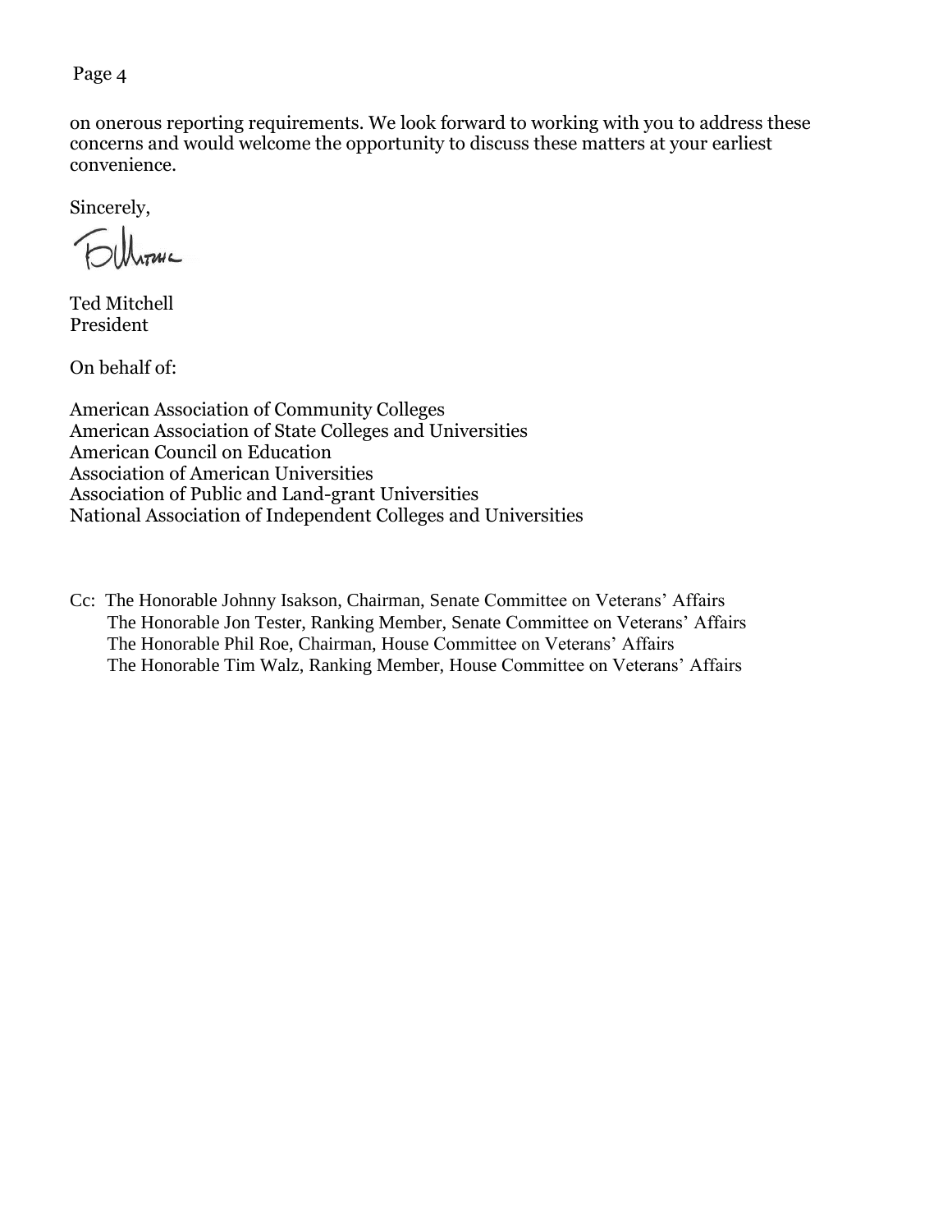on onerous reporting requirements. We look forward to working with you to address these concerns and would welcome the opportunity to discuss these matters at your earliest convenience.

Sincerely,

Ted Mitchell
President

On behalf of:

American Association of Community Colleges
American Association of State Colleges and Universities
American Council on Education
Association of American Universities
Association of Public and Land-grant Universities
National Association of Independent Colleges and Universities

Cc: The Honorable Johnny Isakson, Chairman, Senate Committee on Veterans' Affairs
The Honorable Jon Tester, Ranking Member, Senate Committee on Veterans' Affairs
The Honorable Phil Roe, Chairman, House Committee on Veterans' Affairs
The Honorable Tim Walz, Ranking Member, House Committee on Veterans' Affairs